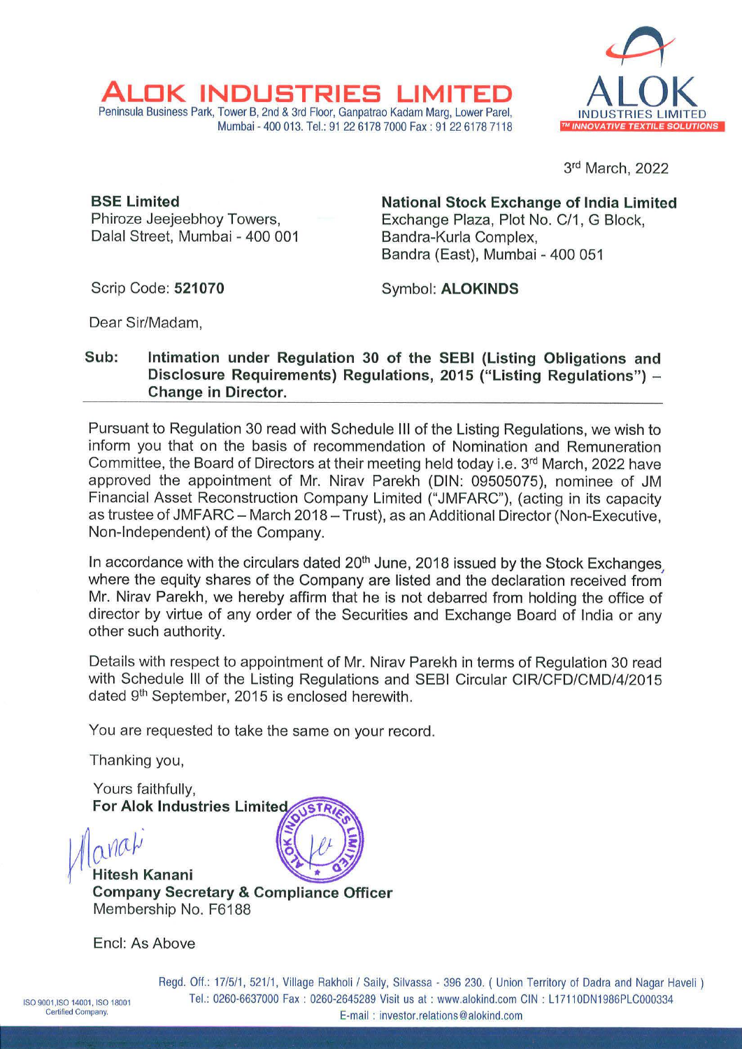# ALOK INDUSTRIES LIMITED

Peninsula Business Park, Tower B, 2nd & 3rd Floor, Ganpatrao Kadam Marg, Lower Parel, Mumbai - 400 013. Tel.: 91 22 6178 7000 Fax : 91 22 6178 7118

ALOK INDUSTRIES LIMITED
TM INNOVATIVE TEXTILE SOLUTIONS

3rd March, 2022

**BSE Limited**
Phiroze Jeejeebhoy Towers,
Dalal Street, Mumbai - 400 001

Scrip Code: **521070**

**National Stock Exchange of India Limited**
Exchange Plaza, Plot No. C/1, G Block,
Bandra-Kurla Complex,
Bandra (East), Mumbai - 400 051

Symbol: **ALOKINDS**

Dear Sir/Madam,

**Sub: Intimation under Regulation 30 of the SEBI (Listing Obligations and Disclosure Requirements) Regulations, 2015 ("Listing Regulations") – Change in Director.**

Pursuant to Regulation 30 read with Schedule III of the Listing Regulations, we wish to inform you that on the basis of recommendation of Nomination and Remuneration Committee, the Board of Directors at their meeting held today i.e. 3rd March, 2022 have approved the appointment of Mr. Nirav Parekh (DIN: 09505075), nominee of JM Financial Asset Reconstruction Company Limited ("JMFARC"), (acting in its capacity as trustee of JMFARC – March 2018 – Trust), as an Additional Director (Non-Executive, Non-Independent) of the Company.

In accordance with the circulars dated 20th June, 2018 issued by the Stock Exchanges, where the equity shares of the Company are listed and the declaration received from Mr. Nirav Parekh, we hereby affirm that he is not debarred from holding the office of director by virtue of any order of the Securities and Exchange Board of India or any other such authority.

Details with respect to appointment of Mr. Nirav Parekh in terms of Regulation 30 read with Schedule III of the Listing Regulations and SEBI Circular CIR/CFD/CMD/4/2015 dated 9th September, 2015 is enclosed herewith.

You are requested to take the same on your record.

Thanking you,

Yours faithfully,
**For Alok Industries Limited**

**Hitesh Kanani**
**Company Secretary & Compliance Officer**
Membership No. F6188

Encl: As Above

Regd. Off.: 17/5/1, 521/1, Village Rakholi / Saily, Silvassa - 396 230. ( Union Territory of Dadra and Nagar Haveli )
Tel.: 0260-6637000 Fax : 0260-2645289 Visit us at : www.alokind.com CIN : L17110DN1986PLC000334
E-mail : investor.relations@alokind.com

ISO 9001,ISO 14001, ISO 18001 Certified Company.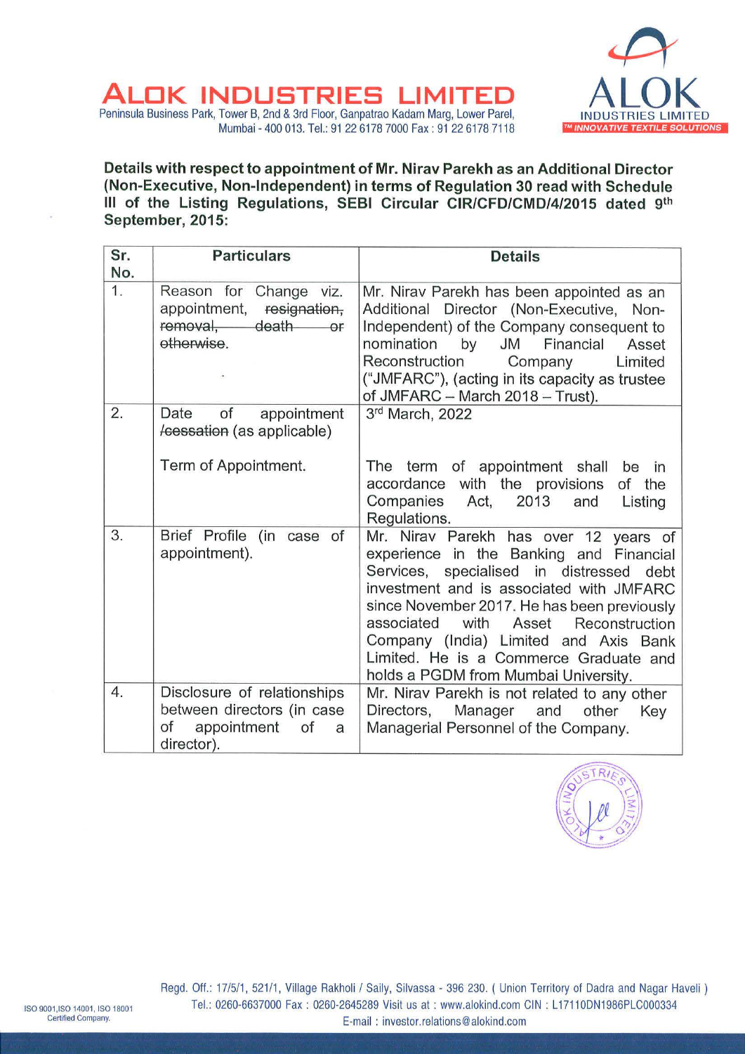**ALOK INDUSTRIES LIMITED**
Peninsula Business Park, Tower B, 2nd & 3rd Floor, Ganpatrao Kadam Marg, Lower Parel, Mumbai - 400 013. Tel.: 91 22 6178 7000 Fax : 91 22 6178 7118

**Details with respect to appointment of Mr. Nirav Parekh as an Additional Director (Non-Executive, Non-Independent) in terms of Regulation 30 read with Schedule III of the Listing Regulations, SEBI Circular CIR/CFD/CMD/4/2015 dated 9th September, 2015:**

| Sr. No. | Particulars | Details |
|---|---|---|
| 1. | Reason for Change viz. appointment, ~~resignation, removal, death or otherwise~~. | Mr. Nirav Parekh has been appointed as an Additional Director (Non-Executive, Non-Independent) of the Company consequent to nomination by JM Financial Asset Reconstruction Company Limited ("JMFARC"), (acting in its capacity as trustee of JMFARC – March 2018 – Trust). |
| 2. | Date of appointment /~~cessation~~ (as applicable)<br><br>Term of Appointment. | 3rd March, 2022<br><br>The term of appointment shall be in accordance with the provisions of the Companies Act, 2013 and Listing Regulations. |
| 3. | Brief Profile (in case of appointment). | Mr. Nirav Parekh has over 12 years of experience in the Banking and Financial Services, specialised in distressed debt investment and is associated with JMFARC since November 2017. He has been previously associated with Asset Reconstruction Company (India) Limited and Axis Bank Limited. He is a Commerce Graduate and holds a PGDM from Mumbai University. |
| 4. | Disclosure of relationships between directors (in case of appointment of a director). | Mr. Nirav Parekh is not related to any other Directors, Manager and other Key Managerial Personnel of the Company. |

Regd. Off.: 17/5/1, 521/1, Village Rakholi / Saily, Silvassa - 396 230. ( Union Territory of Dadra and Nagar Haveli )
Tel.: 0260-6637000 Fax : 0260-2645289 Visit us at : www.alokind.com CIN : L17110DN1986PLC000334
E-mail : investor.relations@alokind.com

ISO 9001,ISO 14001, ISO 18001 Certified Company.